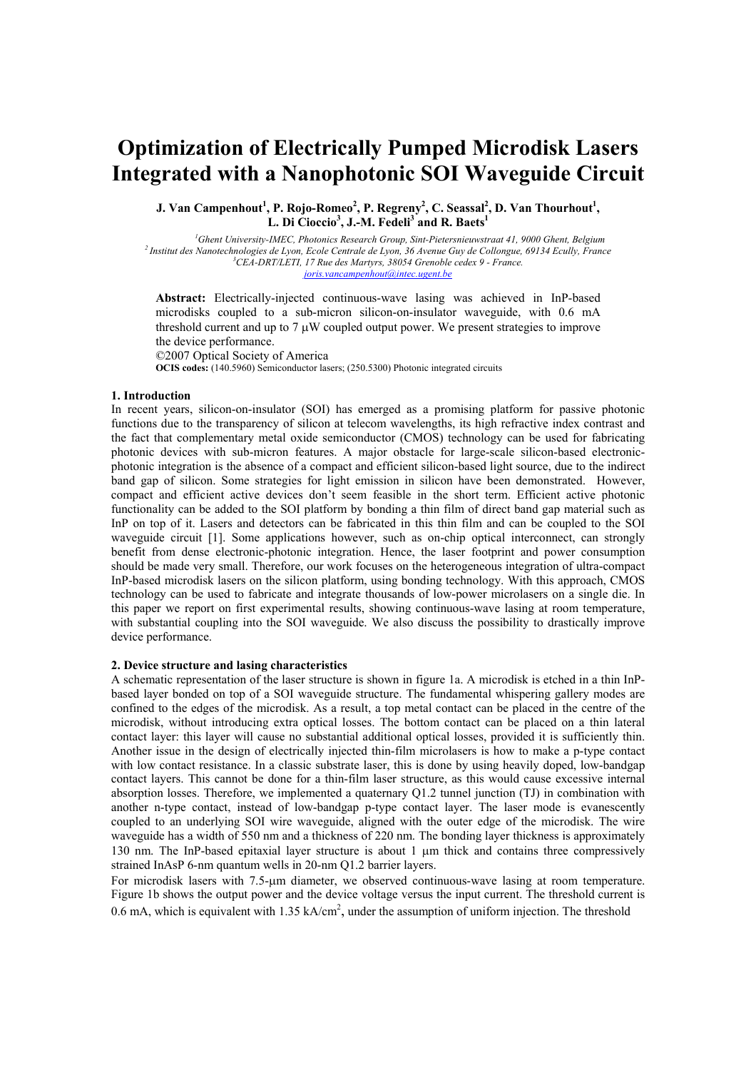# Optimization of Electrically Pumped Microdisk Lasers Integrated with a Nanophotonic SOI Waveguide Circuit

**J. Van Campenhout[1], P. Rojo-Romeo[2], P. Regreny[2], C. Seassal[2], D. Van Thourhout[1], L. Di Cioccio[3], J.-M. Fedeli[3] and R. Baets[1]**

*[1]Ghent University-IMEC, Photonics Research Group, Sint-Pietersnieuwstraat 41, 9000 Ghent, Belgium*
*[2]Institut des Nanotechnologies de Lyon, Ecole Centrale de Lyon, 36 Avenue Guy de Collongue, 69134 Ecully, France*
*[3]CEA-DRT/LETI, 17 Rue des Martyrs, 38054 Grenoble cedex 9 - France.*
*joris.vancampenhout@intec.ugent.be*

**Abstract:** Electrically-injected continuous-wave lasing was achieved in InP-based microdisks coupled to a sub-micron silicon-on-insulator waveguide, with 0.6 mA threshold current and up to 7 μW coupled output power. We present strategies to improve the device performance.

©2007 Optical Society of America

**OCIS codes:** (140.5960) Semiconductor lasers; (250.5300) Photonic integrated circuits

## 1. Introduction

In recent years, silicon-on-insulator (SOI) has emerged as a promising platform for passive photonic functions due to the transparency of silicon at telecom wavelengths, its high refractive index contrast and the fact that complementary metal oxide semiconductor (CMOS) technology can be used for fabricating photonic devices with sub-micron features. A major obstacle for large-scale silicon-based electronic-photonic integration is the absence of a compact and efficient silicon-based light source, due to the indirect band gap of silicon. Some strategies for light emission in silicon have been demonstrated. However, compact and efficient active devices don't seem feasible in the short term. Efficient active photonic functionality can be added to the SOI platform by bonding a thin film of direct band gap material such as InP on top of it. Lasers and detectors can be fabricated in this thin film and can be coupled to the SOI waveguide circuit [1]. Some applications however, such as on-chip optical interconnect, can strongly benefit from dense electronic-photonic integration. Hence, the laser footprint and power consumption should be made very small. Therefore, our work focuses on the heterogeneous integration of ultra-compact InP-based microdisk lasers on the silicon platform, using bonding technology. With this approach, CMOS technology can be used to fabricate and integrate thousands of low-power microlasers on a single die. In this paper we report on first experimental results, showing continuous-wave lasing at room temperature, with substantial coupling into the SOI waveguide. We also discuss the possibility to drastically improve device performance.

## 2. Device structure and lasing characteristics

A schematic representation of the laser structure is shown in figure 1a. A microdisk is etched in a thin InP-based layer bonded on top of a SOI waveguide structure. The fundamental whispering gallery modes are confined to the edges of the microdisk. As a result, a top metal contact can be placed in the centre of the microdisk, without introducing extra optical losses. The bottom contact can be placed on a thin lateral contact layer: this layer will cause no substantial additional optical losses, provided it is sufficiently thin. Another issue in the design of electrically injected thin-film microlasers is how to make a p-type contact with low contact resistance. In a classic substrate laser, this is done by using heavily doped, low-bandgap contact layers. This cannot be done for a thin-film laser structure, as this would cause excessive internal absorption losses. Therefore, we implemented a quaternary Q1.2 tunnel junction (TJ) in combination with another n-type contact, instead of low-bandgap p-type contact layer. The laser mode is evanescently coupled to an underlying SOI wire waveguide, aligned with the outer edge of the microdisk. The wire waveguide has a width of 550 nm and a thickness of 220 nm. The bonding layer thickness is approximately 130 nm. The InP-based epitaxial layer structure is about 1 μm thick and contains three compressively strained InAsP 6-nm quantum wells in 20-nm Q1.2 barrier layers.

For microdisk lasers with 7.5-μm diameter, we observed continuous-wave lasing at room temperature. Figure 1b shows the output power and the device voltage versus the input current. The threshold current is 0.6 mA, which is equivalent with 1.35 kA/cm$^2$, under the assumption of uniform injection. The threshold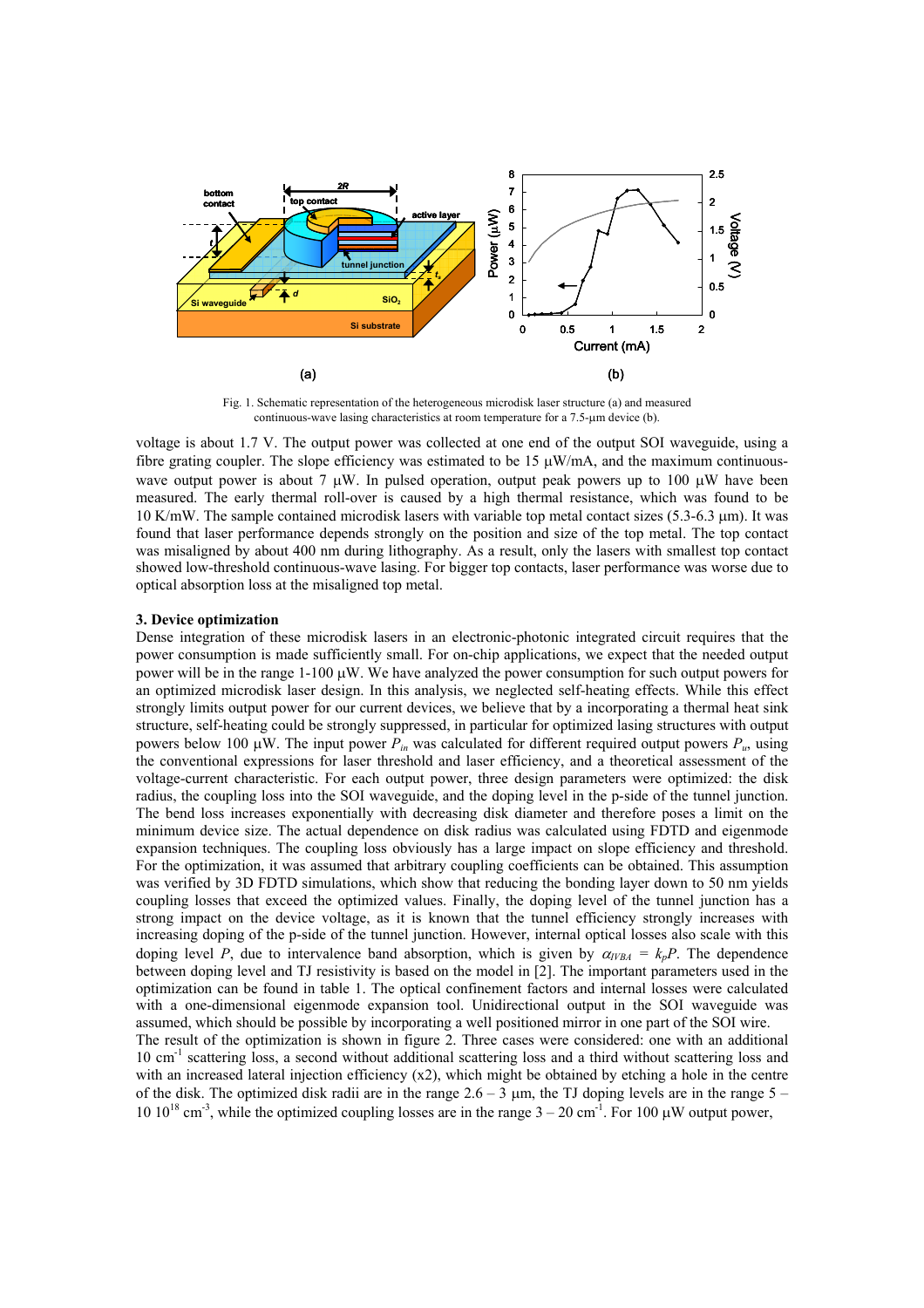Fig. 1. Schematic representation of the heterogeneous microdisk laser structure (a) and measured continuous-wave lasing characteristics at room temperature for a 7.5-µm device (b).

voltage is about 1.7 V. The output power was collected at one end of the output SOI waveguide, using a fibre grating coupler. The slope efficiency was estimated to be 15 µW/mA, and the maximum continuous-wave output power is about 7 µW. In pulsed operation, output peak powers up to 100 µW have been measured. The early thermal roll-over is caused by a high thermal resistance, which was found to be 10 K/mW. The sample contained microdisk lasers with variable top metal contact sizes (5.3-6.3 µm). It was found that laser performance depends strongly on the position and size of the top metal. The top contact was misaligned by about 400 nm during lithography. As a result, only the lasers with smallest top contact showed low-threshold continuous-wave lasing. For bigger top contacts, laser performance was worse due to optical absorption loss at the misaligned top metal.

### 3. Device optimization

Dense integration of these microdisk lasers in an electronic-photonic integrated circuit requires that the power consumption is made sufficiently small. For on-chip applications, we expect that the needed output power will be in the range 1-100 µW. We have analyzed the power consumption for such output powers for an optimized microdisk laser design. In this analysis, we neglected self-heating effects. While this effect strongly limits output power for our current devices, we believe that by a incorporating a thermal heat sink structure, self-heating could be strongly suppressed, in particular for optimized lasing structures with output powers below 100 µW. The input power $P_{in}$ was calculated for different required output powers $P_u$, using the conventional expressions for laser threshold and laser efficiency, and a theoretical assessment of the voltage-current characteristic. For each output power, three design parameters were optimized: the disk radius, the coupling loss into the SOI waveguide, and the doping level in the p-side of the tunnel junction. The bend loss increases exponentially with decreasing disk diameter and therefore poses a limit on the minimum device size. The actual dependence on disk radius was calculated using FDTD and eigenmode expansion techniques. The coupling loss obviously has a large impact on slope efficiency and threshold. For the optimization, it was assumed that arbitrary coupling coefficients can be obtained. This assumption was verified by 3D FDTD simulations, which show that reducing the bonding layer down to 50 nm yields coupling losses that exceed the optimized values. Finally, the doping level of the tunnel junction has a strong impact on the device voltage, as it is known that the tunnel efficiency strongly increases with increasing doping of the p-side of the tunnel junction. However, internal optical losses also scale with this doping level $P$, due to intervalence band absorption, which is given by $\alpha_{IVBA} = k_p P$. The dependence between doping level and TJ resistivity is based on the model in [2]. The important parameters used in the optimization can be found in table 1. The optical confinement factors and internal losses were calculated with a one-dimensional eigenmode expansion tool. Unidirectional output in the SOI waveguide was assumed, which should be possible by incorporating a well positioned mirror in one part of the SOI wire.

The result of the optimization is shown in figure 2. Three cases were considered: one with an additional 10 $cm^{-1}$ scattering loss, a second without additional scattering loss and a third without scattering loss and with an increased lateral injection efficiency (x2), which might be obtained by etching a hole in the centre of the disk. The optimized disk radii are in the range 2.6 – 3 µm, the TJ doping levels are in the range 5 – 10 $10^{18}$ $cm^{-3}$, while the optimized coupling losses are in the range 3 – 20 $cm^{-1}$. For 100 µW output power,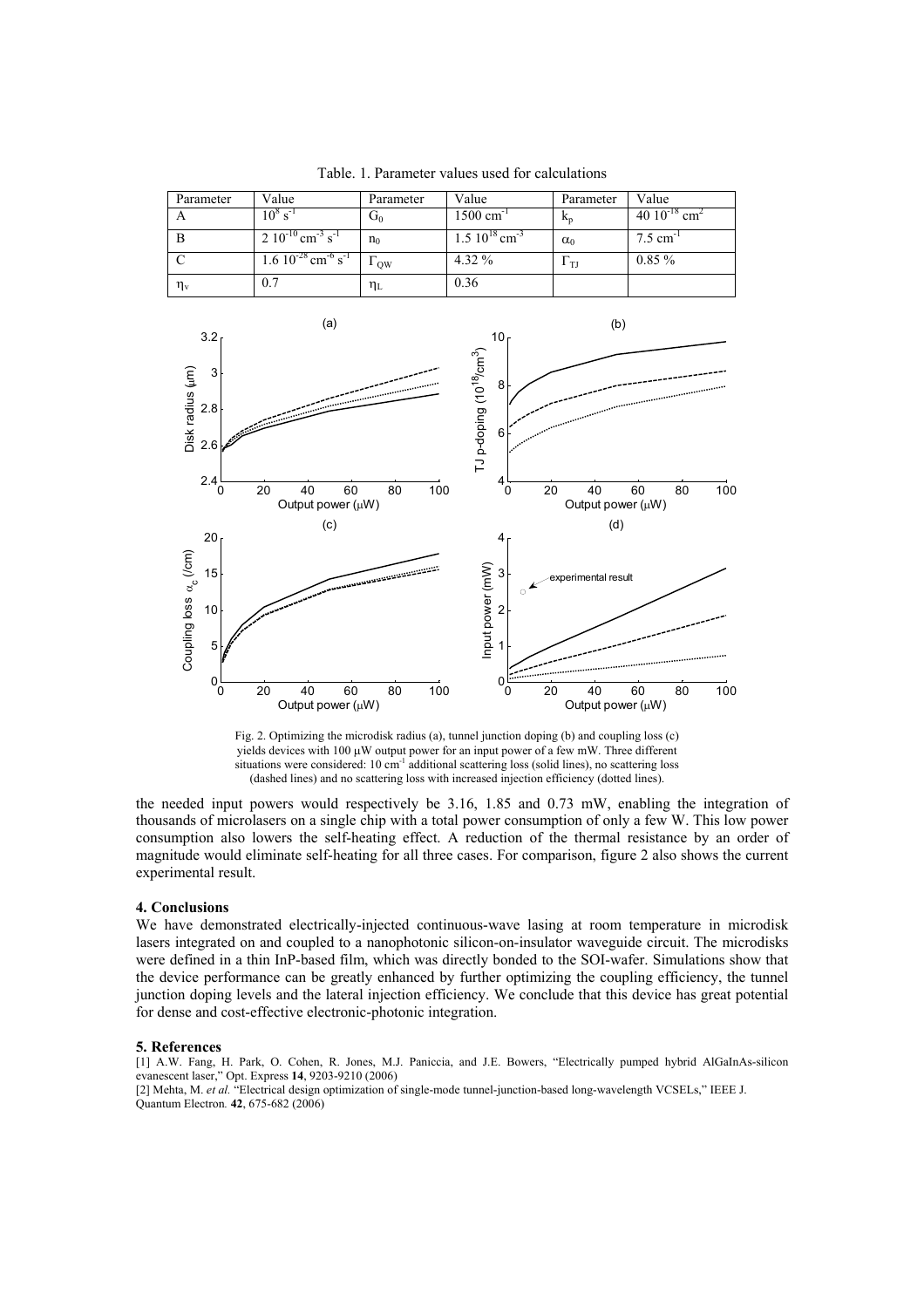Table. 1. Parameter values used for calculations

| Parameter | Value | Parameter | Value | Parameter | Value |
|---|---|---|---|---|---|
| A | $10^8$ s$^{-1}$ | $G_0$ | 1500 cm$^{-1}$ | $k_p$ | 40 $10^{-18}$ cm$^2$ |
| B | 2 $10^{-10}$ cm$^{-3}$ s$^{-1}$ | $n_0$ | 1.5 $10^{18}$ cm$^{-3}$ | $\alpha_0$ | 7.5 cm$^{-1}$ |
| C | 1.6 $10^{-28}$ cm$^{-6}$ s$^{-1}$ | $\Gamma_{QW}$ | 4.32 % | $\Gamma_{TJ}$ | 0.85 % |
| $\eta_v$ | 0.7 | $\eta_L$ | 0.36 | | |

(a)
Disk radius (μm)
3.2
3
2.8
2.6
2.4
0 20 40 60 80 100
Output power (μW)

(b)
TJ p-doping ($10^{18}$/cm$^3$)
10
8
6
4
0 20 40 60 80 100
Output power (μW)

(c)
Coupling loss $\alpha_c$ (/cm)
20
15
10
5
0
0 20 40 60 80 100
Output power (μW)

(d)
Input power (mW)
4
3
2
1
0
experimental result
0 20 40 60 80 100
Output power (μW)

Fig. 2. Optimizing the microdisk radius (a), tunnel junction doping (b) and coupling loss (c) yields devices with 100 μW output power for an input power of a few mW. Three different situations were considered: 10 cm$^{-1}$ additional scattering loss (solid lines), no scattering loss (dashed lines) and no scattering loss with increased injection efficiency (dotted lines).

the needed input powers would respectively be 3.16, 1.85 and 0.73 mW, enabling the integration of thousands of microlasers on a single chip with a total power consumption of only a few W. This low power consumption also lowers the self-heating effect. A reduction of the thermal resistance by an order of magnitude would eliminate self-heating for all three cases. For comparison, figure 2 also shows the current experimental result.

## 4. Conclusions

We have demonstrated electrically-injected continuous-wave lasing at room temperature in microdisk lasers integrated on and coupled to a nanophotonic silicon-on-insulator waveguide circuit. The microdisks were defined in a thin InP-based film, which was directly bonded to the SOI-wafer. Simulations show that the device performance can be greatly enhanced by further optimizing the coupling efficiency, the tunnel junction doping levels and the lateral injection efficiency. We conclude that this device has great potential for dense and cost-effective electronic-photonic integration.

## 5. References

[1] A.W. Fang, H. Park, O. Cohen, R. Jones, M.J. Paniccia, and J.E. Bowers, "Electrically pumped hybrid AlGaInAs-silicon evanescent laser," Opt. Express **14**, 9203-9210 (2006)

[2] Mehta, M. *et al.* "Electrical design optimization of single-mode tunnel-junction-based long-wavelength VCSELs," IEEE J. Quantum Electron. **42**, 675-682 (2006)